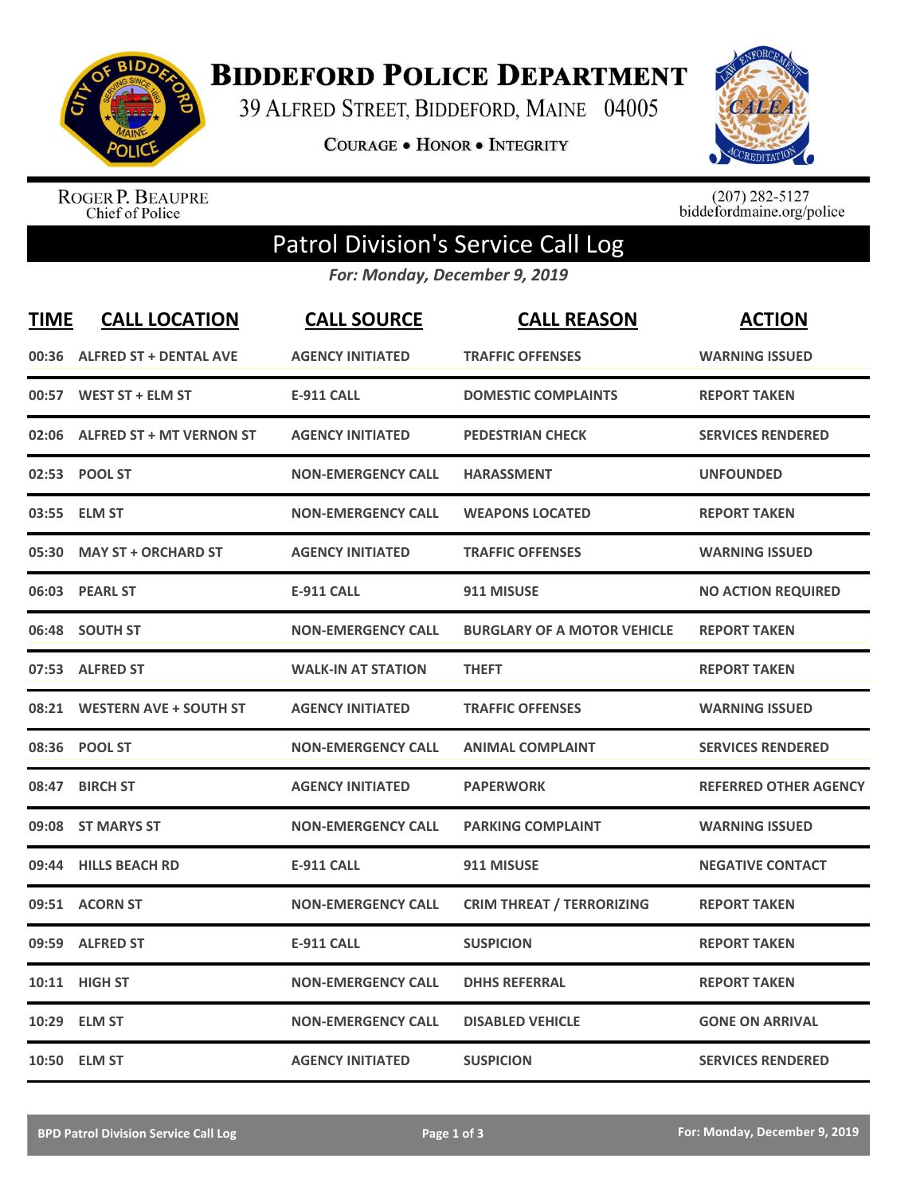# Biddeford Police Department

39 Alfred Street, Biddeford, Maine 04005

**Courage • Honor • Integrity**

Roger P. Beaupre
Chief of Police

(207) 282-5127
biddefordmaine.org/police

## Patrol Division's Service Call Log

*For: Monday, December 9, 2019*

| TIME | CALL LOCATION | CALL SOURCE | CALL REASON | ACTION |
|---|---|---|---|---|
| 00:36 | ALFRED ST + DENTAL AVE | AGENCY INITIATED | TRAFFIC OFFENSES | WARNING ISSUED |
| 00:57 | WEST ST + ELM ST | E-911 CALL | DOMESTIC COMPLAINTS | REPORT TAKEN |
| 02:06 | ALFRED ST + MT VERNON ST | AGENCY INITIATED | PEDESTRIAN CHECK | SERVICES RENDERED |
| 02:53 | POOL ST | NON-EMERGENCY CALL | HARASSMENT | UNFOUNDED |
| 03:55 | ELM ST | NON-EMERGENCY CALL | WEAPONS LOCATED | REPORT TAKEN |
| 05:30 | MAY ST + ORCHARD ST | AGENCY INITIATED | TRAFFIC OFFENSES | WARNING ISSUED |
| 06:03 | PEARL ST | E-911 CALL | 911 MISUSE | NO ACTION REQUIRED |
| 06:48 | SOUTH ST | NON-EMERGENCY CALL | BURGLARY OF A MOTOR VEHICLE | REPORT TAKEN |
| 07:53 | ALFRED ST | WALK-IN AT STATION | THEFT | REPORT TAKEN |
| 08:21 | WESTERN AVE + SOUTH ST | AGENCY INITIATED | TRAFFIC OFFENSES | WARNING ISSUED |
| 08:36 | POOL ST | NON-EMERGENCY CALL | ANIMAL COMPLAINT | SERVICES RENDERED |
| 08:47 | BIRCH ST | AGENCY INITIATED | PAPERWORK | REFERRED OTHER AGENCY |
| 09:08 | ST MARYS ST | NON-EMERGENCY CALL | PARKING COMPLAINT | WARNING ISSUED |
| 09:44 | HILLS BEACH RD | E-911 CALL | 911 MISUSE | NEGATIVE CONTACT |
| 09:51 | ACORN ST | NON-EMERGENCY CALL | CRIM THREAT / TERRORIZING | REPORT TAKEN |
| 09:59 | ALFRED ST | E-911 CALL | SUSPICION | REPORT TAKEN |
| 10:11 | HIGH ST | NON-EMERGENCY CALL | DHHS REFERRAL | REPORT TAKEN |
| 10:29 | ELM ST | NON-EMERGENCY CALL | DISABLED VEHICLE | GONE ON ARRIVAL |
| 10:50 | ELM ST | AGENCY INITIATED | SUSPICION | SERVICES RENDERED |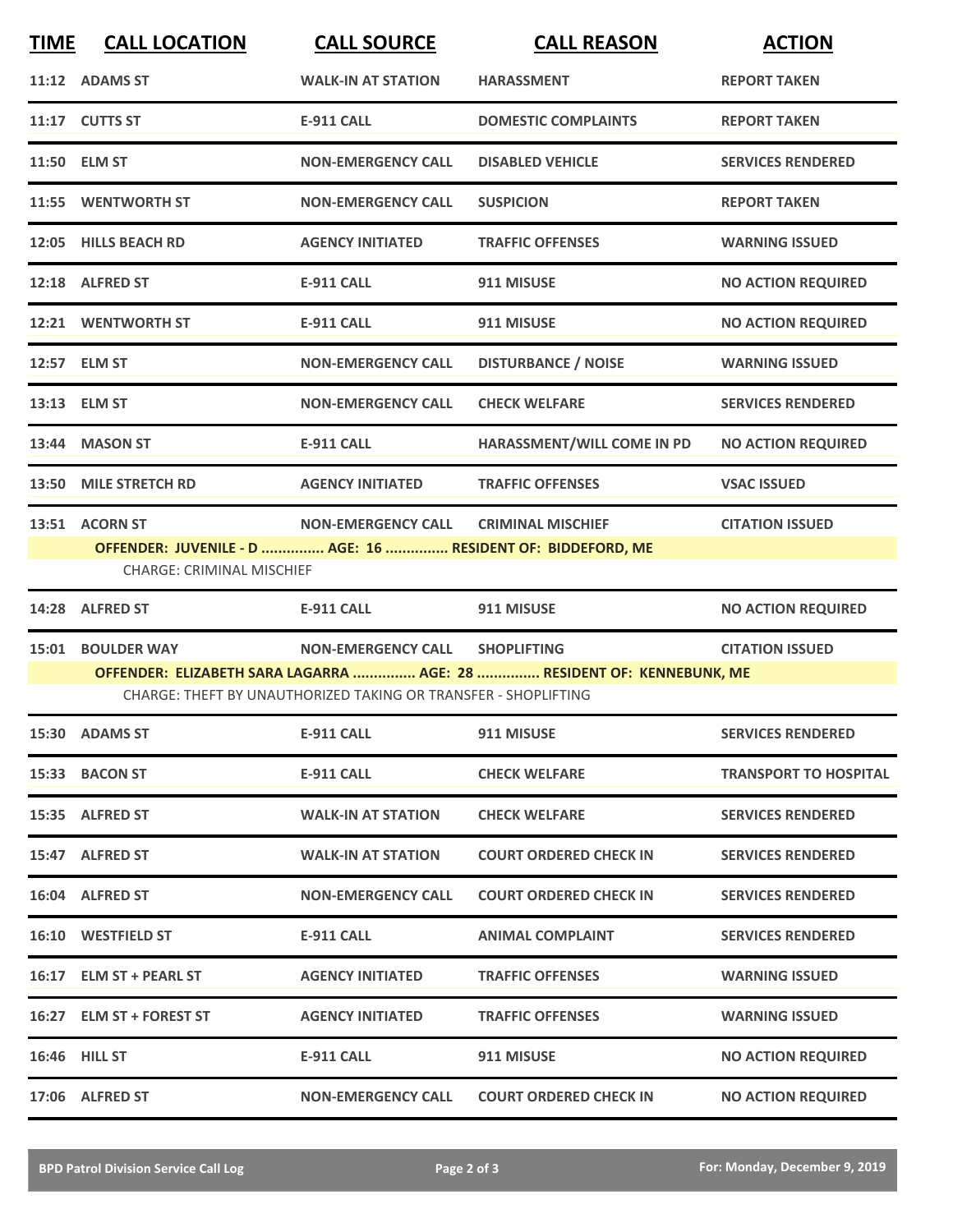| TIME | CALL LOCATION | CALL SOURCE | CALL REASON | ACTION |
|---|---|---|---|---|
| 11:12 | ADAMS ST | WALK-IN AT STATION | HARASSMENT | REPORT TAKEN |
| 11:17 | CUTTS ST | E-911 CALL | DOMESTIC COMPLAINTS | REPORT TAKEN |
| 11:50 | ELM ST | NON-EMERGENCY CALL | DISABLED VEHICLE | SERVICES RENDERED |
| 11:55 | WENTWORTH ST | NON-EMERGENCY CALL | SUSPICION | REPORT TAKEN |
| 12:05 | HILLS BEACH RD | AGENCY INITIATED | TRAFFIC OFFENSES | WARNING ISSUED |
| 12:18 | ALFRED ST | E-911 CALL | 911 MISUSE | NO ACTION REQUIRED |
| 12:21 | WENTWORTH ST | E-911 CALL | 911 MISUSE | NO ACTION REQUIRED |
| 12:57 | ELM ST | NON-EMERGENCY CALL | DISTURBANCE / NOISE | WARNING ISSUED |
| 13:13 | ELM ST | NON-EMERGENCY CALL | CHECK WELFARE | SERVICES RENDERED |
| 13:44 | MASON ST | E-911 CALL | HARASSMENT/WILL COME IN PD | NO ACTION REQUIRED |
| 13:50 | MILE STRETCH RD | AGENCY INITIATED | TRAFFIC OFFENSES | VSAC ISSUED |
| 13:51 | ACORN ST | NON-EMERGENCY CALL | CRIMINAL MISCHIEF | CITATION ISSUED |
| | OFFENDER: JUVENILE - D ............... AGE: 16 ............... RESIDENT OF: BIDDEFORD, ME | | | |
| | CHARGE: CRIMINAL MISCHIEF | | | |
| 14:28 | ALFRED ST | E-911 CALL | 911 MISUSE | NO ACTION REQUIRED |
| 15:01 | BOULDER WAY | NON-EMERGENCY CALL | SHOPLIFTING | CITATION ISSUED |
| | OFFENDER: ELIZABETH SARA LAGARRA ............... AGE: 28 ............... RESIDENT OF: KENNEBUNK, ME | | | |
| | CHARGE: THEFT BY UNAUTHORIZED TAKING OR TRANSFER - SHOPLIFTING | | | |
| 15:30 | ADAMS ST | E-911 CALL | 911 MISUSE | SERVICES RENDERED |
| 15:33 | BACON ST | E-911 CALL | CHECK WELFARE | TRANSPORT TO HOSPITAL |
| 15:35 | ALFRED ST | WALK-IN AT STATION | CHECK WELFARE | SERVICES RENDERED |
| 15:47 | ALFRED ST | WALK-IN AT STATION | COURT ORDERED CHECK IN | SERVICES RENDERED |
| 16:04 | ALFRED ST | NON-EMERGENCY CALL | COURT ORDERED CHECK IN | SERVICES RENDERED |
| 16:10 | WESTFIELD ST | E-911 CALL | ANIMAL COMPLAINT | SERVICES RENDERED |
| 16:17 | ELM ST + PEARL ST | AGENCY INITIATED | TRAFFIC OFFENSES | WARNING ISSUED |
| 16:27 | ELM ST + FOREST ST | AGENCY INITIATED | TRAFFIC OFFENSES | WARNING ISSUED |
| 16:46 | HILL ST | E-911 CALL | 911 MISUSE | NO ACTION REQUIRED |
| 17:06 | ALFRED ST | NON-EMERGENCY CALL | COURT ORDERED CHECK IN | NO ACTION REQUIRED |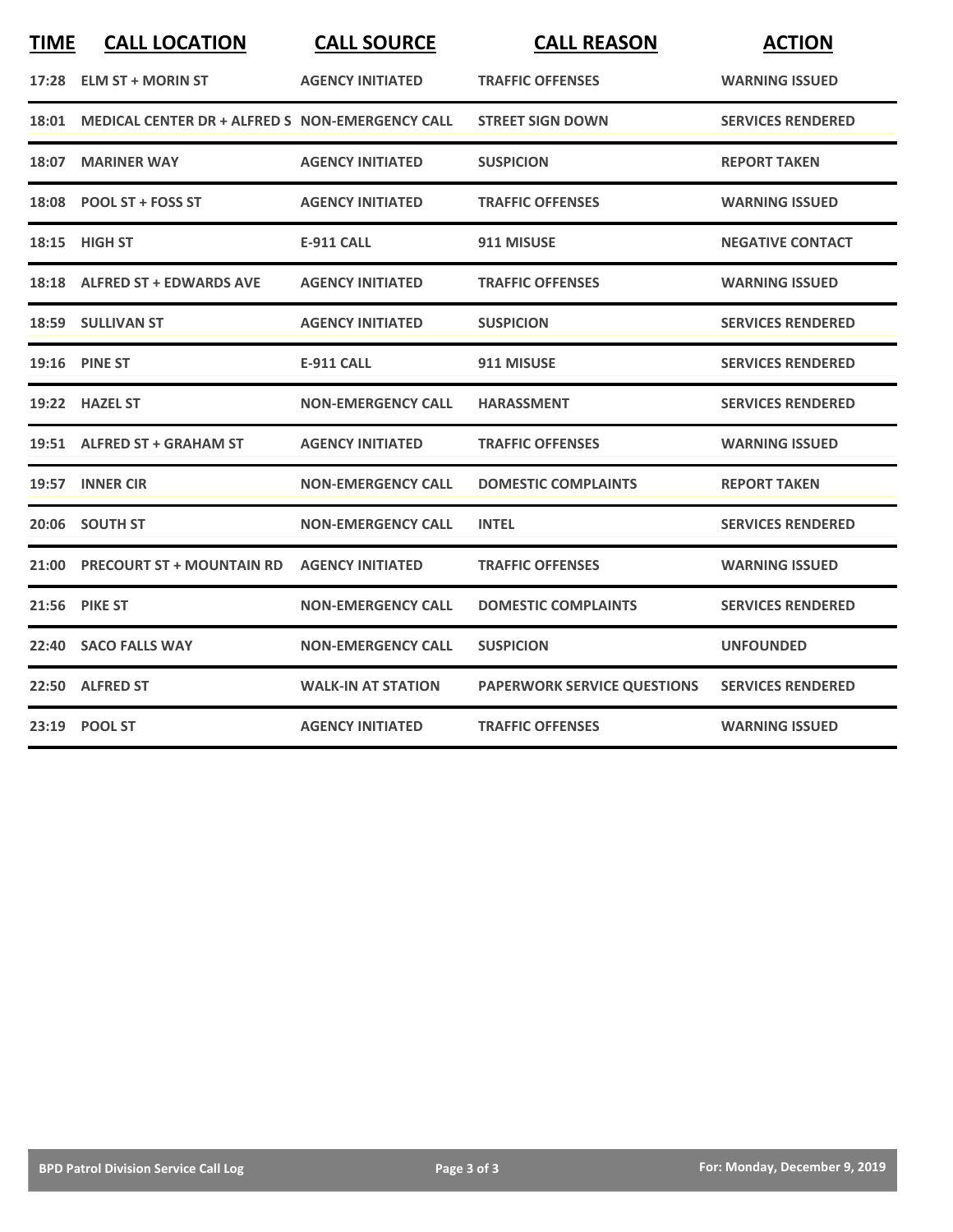| TIME | CALL LOCATION | CALL SOURCE | CALL REASON | ACTION |
|---|---|---|---|---|
| 17:28 | ELM ST + MORIN ST | AGENCY INITIATED | TRAFFIC OFFENSES | WARNING ISSUED |
| 18:01 | MEDICAL CENTER DR + ALFRED S | NON-EMERGENCY CALL | STREET SIGN DOWN | SERVICES RENDERED |
| 18:07 | MARINER WAY | AGENCY INITIATED | SUSPICION | REPORT TAKEN |
| 18:08 | POOL ST + FOSS ST | AGENCY INITIATED | TRAFFIC OFFENSES | WARNING ISSUED |
| 18:15 | HIGH ST | E-911 CALL | 911 MISUSE | NEGATIVE CONTACT |
| 18:18 | ALFRED ST + EDWARDS AVE | AGENCY INITIATED | TRAFFIC OFFENSES | WARNING ISSUED |
| 18:59 | SULLIVAN ST | AGENCY INITIATED | SUSPICION | SERVICES RENDERED |
| 19:16 | PINE ST | E-911 CALL | 911 MISUSE | SERVICES RENDERED |
| 19:22 | HAZEL ST | NON-EMERGENCY CALL | HARASSMENT | SERVICES RENDERED |
| 19:51 | ALFRED ST + GRAHAM ST | AGENCY INITIATED | TRAFFIC OFFENSES | WARNING ISSUED |
| 19:57 | INNER CIR | NON-EMERGENCY CALL | DOMESTIC COMPLAINTS | REPORT TAKEN |
| 20:06 | SOUTH ST | NON-EMERGENCY CALL | INTEL | SERVICES RENDERED |
| 21:00 | PRECOURT ST + MOUNTAIN RD | AGENCY INITIATED | TRAFFIC OFFENSES | WARNING ISSUED |
| 21:56 | PIKE ST | NON-EMERGENCY CALL | DOMESTIC COMPLAINTS | SERVICES RENDERED |
| 22:40 | SACO FALLS WAY | NON-EMERGENCY CALL | SUSPICION | UNFOUNDED |
| 22:50 | ALFRED ST | WALK-IN AT STATION | PAPERWORK SERVICE QUESTIONS | SERVICES RENDERED |
| 23:19 | POOL ST | AGENCY INITIATED | TRAFFIC OFFENSES | WARNING ISSUED |